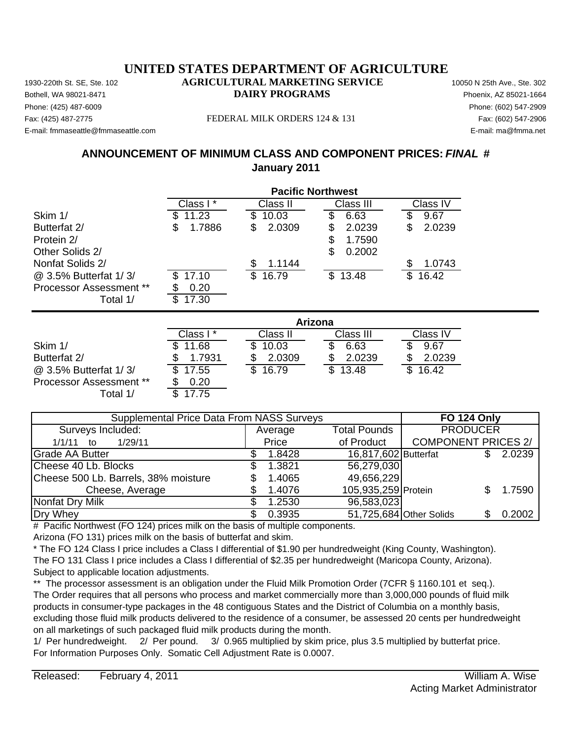# UNITED STATES DEPARTMENT OF AGRICULTURE

## AGRICULTURAL MARKETING SERVICE
## DAIRY PROGRAMS

1930-220th St. SE, Ste. 102
Bothell, WA 98021-8471
Phone: (425) 487-6009
Fax: (425) 487-2775
E-mail: fmmaseattle@fmmaseattle.com

FEDERAL MILK ORDERS 124 & 131

10050 N 25th Ave., Ste. 302
Phoenix, AZ 85021-1664
Phone: (602) 547-2909
Fax: (602) 547-2906
E-mail: ma@fmma.net

## ANNOUNCEMENT OF MINIMUM CLASS AND COMPONENT PRICES: *FINAL* #
## January 2011

| | Pacific Northwest | | | |
|---|---|---|---|---|
| | Class I * | Class II | Class III | Class IV |
| Skim 1/ | $ 11.23 | $ 10.03 | $ 6.63 | $ 9.67 |
| Butterfat 2/ | $ 1.7886 | $ 2.0309 | $ 2.0239 | $ 2.0239 |
| Protein 2/ | | | $ 1.7590 | |
| Other Solids 2/ | | | $ 0.2002 | |
| Nonfat Solids 2/ | | $ 1.1144 | | $ 1.0743 |
| @ 3.5% Butterfat 1/ 3/ | $ 17.10 | $ 16.79 | $ 13.48 | $ 16.42 |
| Processor Assessment ** | $ 0.20 | | | |
| Total 1/ | $ 17.30 | | | |

| | Arizona | | | |
|---|---|---|---|---|
| | Class I * | Class II | Class III | Class IV |
| Skim 1/ | $ 11.68 | $ 10.03 | $ 6.63 | $ 9.67 |
| Butterfat 2/ | $ 1.7931 | $ 2.0309 | $ 2.0239 | $ 2.0239 |
| @ 3.5% Butterfat 1/ 3/ | $ 17.55 | $ 16.79 | $ 13.48 | $ 16.42 |
| Processor Assessment ** | $ 0.20 | | | |
| Total 1/ | $ 17.75 | | | |

| Supplemental Price Data From NASS Surveys | | | FO 124 Only | |
|---|---|---|---|---|
| Surveys Included: | Average | Total Pounds | PRODUCER | |
| 1/1/11 to 1/29/11 | Price | of Product | COMPONENT PRICES 2/ | |
| Grade AA Butter | $ 1.8428 | 16,817,602 | Butterfat | $ 2.0239 |
| Cheese 40 Lb. Blocks | $ 1.3821 | 56,279,030 | | |
| Cheese 500 Lb. Barrels, 38% moisture | $ 1.4065 | 49,656,229 | | |
| Cheese, Average | $ 1.4076 | 105,935,259 | Protein | $ 1.7590 |
| Nonfat Dry Milk | $ 1.2530 | 96,583,023 | | |
| Dry Whey | $ 0.3935 | 51,725,684 | Other Solids | $ 0.2002 |

# Pacific Northwest (FO 124) prices milk on the basis of multiple components.
Arizona (FO 131) prices milk on the basis of butterfat and skim.

* The FO 124 Class I price includes a Class I differential of $1.90 per hundredweight (King County, Washington).
The FO 131 Class I price includes a Class I differential of $2.35 per hundredweight (Maricopa County, Arizona).
Subject to applicable location adjustments.

** The processor assessment is an obligation under the Fluid Milk Promotion Order (7CFR § 1160.101 et seq.).
The Order requires that all persons who process and market commercially more than 3,000,000 pounds of fluid milk products in consumer-type packages in the 48 contiguous States and the District of Columbia on a monthly basis, excluding those fluid milk products delivered to the residence of a consumer, be assessed 20 cents per hundredweight on all marketings of such packaged fluid milk products during the month.

1/ Per hundredweight. 2/ Per pound. 3/ 0.965 multiplied by skim price, plus 3.5 multiplied by butterfat price.
For Information Purposes Only. Somatic Cell Adjustment Rate is 0.0007.

Released: February 4, 2011

William A. Wise
Acting Market Administrator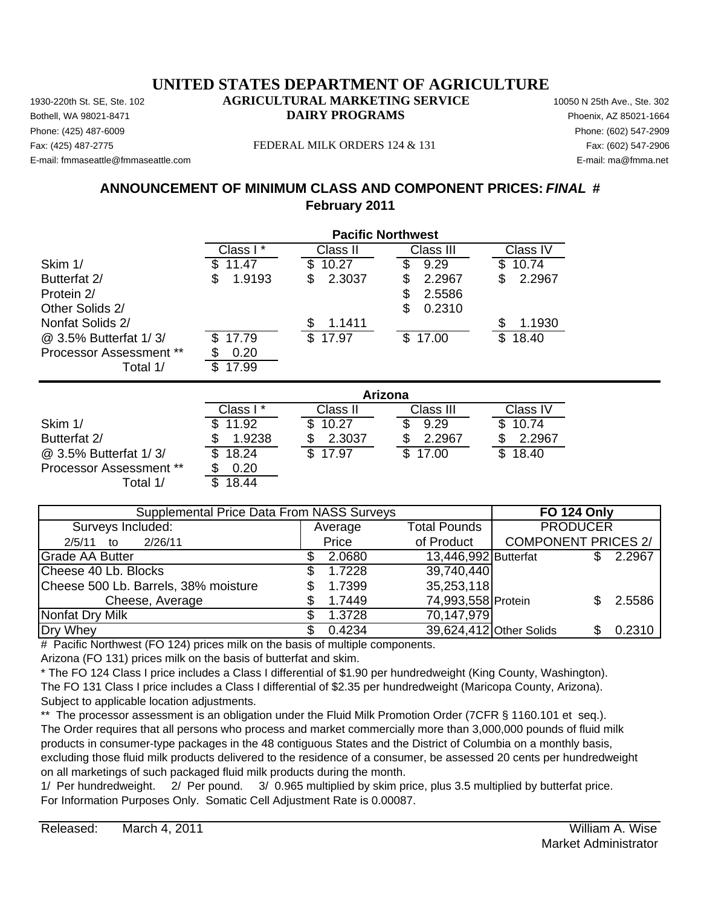# UNITED STATES DEPARTMENT OF AGRICULTURE

## AGRICULTURAL MARKETING SERVICE

## DAIRY PROGRAMS

1930-220th St. SE, Ste. 102
Bothell, WA 98021-8471
Phone: (425) 487-6009
Fax: (425) 487-2775
E-mail: fmmaseattle@fmmaseattle.com

10050 N 25th Ave., Ste. 302
Phoenix, AZ 85021-1664
Phone: (602) 547-2909
Fax: (602) 547-2906
E-mail: ma@fmma.net

FEDERAL MILK ORDERS 124 & 131

### ANNOUNCEMENT OF MINIMUM CLASS AND COMPONENT PRICES: *FINAL* #

### February 2011

| | Pacific Northwest | | | |
|---|---|---|---|---|
| | Class I * | Class II | Class III | Class IV |
| Skim 1/ | $ 11.47 | $ 10.27 | $ 9.29 | $ 10.74 |
| Butterfat 2/ | $ 1.9193 | $ 2.3037 | $ 2.2967 | $ 2.2967 |
| Protein 2/ | | | $ 2.5586 | |
| Other Solids 2/ | | | $ 0.2310 | |
| Nonfat Solids 2/ | | $ 1.1411 | | $ 1.1930 |
| @ 3.5% Butterfat 1/ 3/ | $ 17.79 | $ 17.97 | $ 17.00 | $ 18.40 |
| Processor Assessment ** | $ 0.20 | | | |
| Total 1/ | $ 17.99 | | | |

| | Arizona | | | |
|---|---|---|---|---|
| | Class I * | Class II | Class III | Class IV |
| Skim 1/ | $ 11.92 | $ 10.27 | $ 9.29 | $ 10.74 |
| Butterfat 2/ | $ 1.9238 | $ 2.3037 | $ 2.2967 | $ 2.2967 |
| @ 3.5% Butterfat 1/ 3/ | $ 18.24 | $ 17.97 | $ 17.00 | $ 18.40 |
| Processor Assessment ** | $ 0.20 | | | |
| Total 1/ | $ 18.44 | | | |

| Supplemental Price Data From NASS Surveys | | | FO 124 Only | |
|---|---|---|---|---|
| Surveys Included: | Average | Total Pounds | PRODUCER | |
| 2/5/11 to 2/26/11 | Price | of Product | COMPONENT PRICES 2/ | |
| Grade AA Butter | $ 2.0680 | 13,446,992 | Butterfat | $ 2.2967 |
| Cheese 40 Lb. Blocks | $ 1.7228 | 39,740,440 | | |
| Cheese 500 Lb. Barrels, 38% moisture | $ 1.7399 | 35,253,118 | | |
| Cheese, Average | $ 1.7449 | 74,993,558 | Protein | $ 2.5586 |
| Nonfat Dry Milk | $ 1.3728 | 70,147,979 | | |
| Dry Whey | $ 0.4234 | 39,624,412 | Other Solids | $ 0.2310 |

# Pacific Northwest (FO 124) prices milk on the basis of multiple components.
Arizona (FO 131) prices milk on the basis of butterfat and skim.

* The FO 124 Class I price includes a Class I differential of $1.90 per hundredweight (King County, Washington).
The FO 131 Class I price includes a Class I differential of $2.35 per hundredweight (Maricopa County, Arizona).
Subject to applicable location adjustments.

** The processor assessment is an obligation under the Fluid Milk Promotion Order (7CFR § 1160.101 et seq.).
The Order requires that all persons who process and market commercially more than 3,000,000 pounds of fluid milk products in consumer-type packages in the 48 contiguous States and the District of Columbia on a monthly basis, excluding those fluid milk products delivered to the residence of a consumer, be assessed 20 cents per hundredweight on all marketings of such packaged fluid milk products during the month.

1/ Per hundredweight. 2/ Per pound. 3/ 0.965 multiplied by skim price, plus 3.5 multiplied by butterfat price.
For Information Purposes Only. Somatic Cell Adjustment Rate is 0.00087.

Released: March 4, 2011

William A. Wise
Market Administrator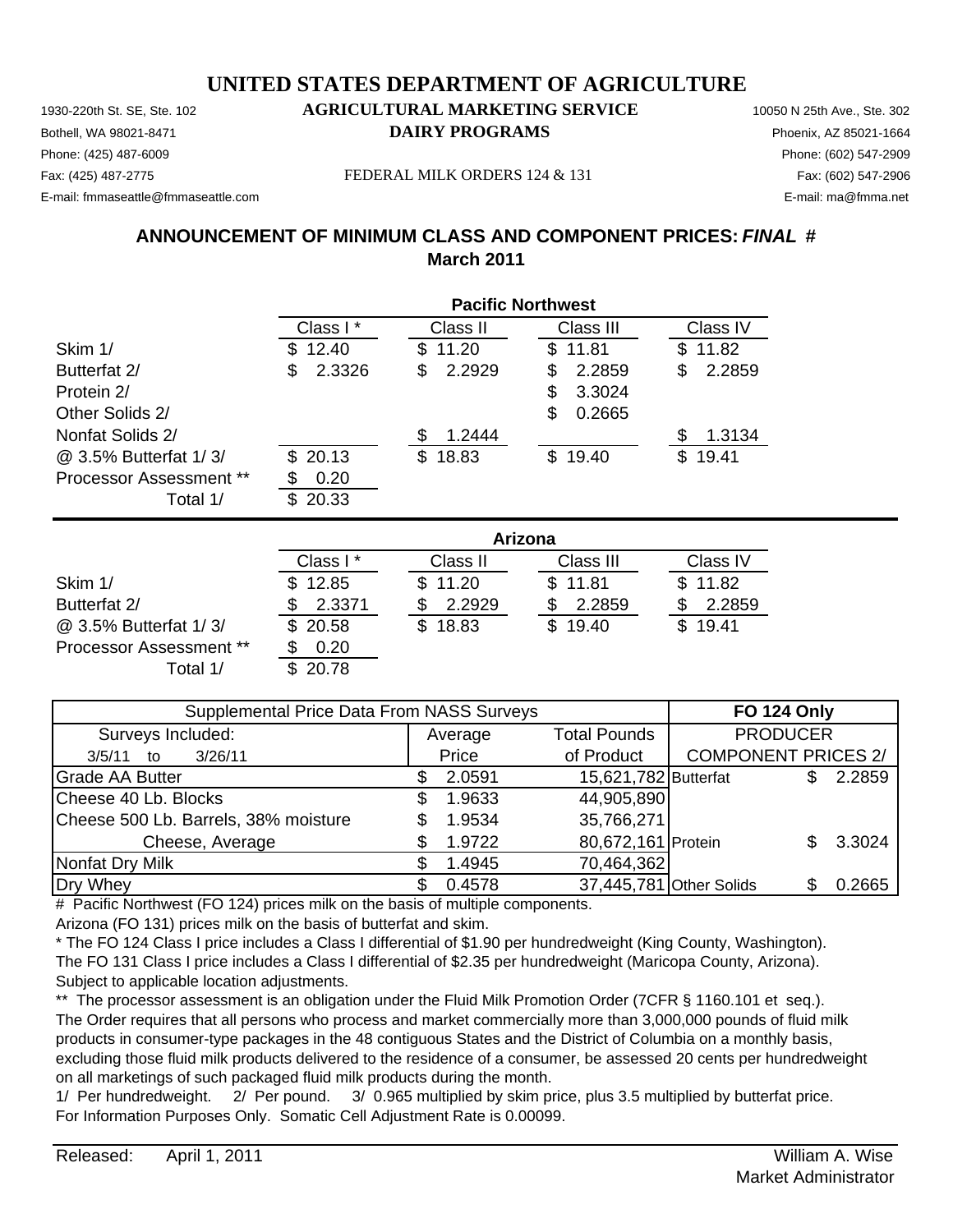# UNITED STATES DEPARTMENT OF AGRICULTURE

## AGRICULTURAL MARKETING SERVICE
## DAIRY PROGRAMS

1930-220th St. SE, Ste. 102
Bothell, WA 98021-8471
Phone: (425) 487-6009
Fax: (425) 487-2775
E-mail: fmmaseattle@fmmaseattle.com

FEDERAL MILK ORDERS 124 & 131

10050 N 25th Ave., Ste. 302
Phoenix, AZ 85021-1664
Phone: (602) 547-2909
Fax: (602) 547-2906
E-mail: ma@fmma.net

### ANNOUNCEMENT OF MINIMUM CLASS AND COMPONENT PRICES: *FINAL* #
### March 2011

| | Pacific Northwest | | | |
|---|---|---|---|---|
| | Class I * | Class II | Class III | Class IV |
| Skim 1/ | $ 12.40 | $ 11.20 | $ 11.81 | $ 11.82 |
| Butterfat 2/ | $ 2.3326 | $ 2.2929 | $ 2.2859 | $ 2.2859 |
| Protein 2/ | | | $ 3.3024 | |
| Other Solids 2/ | | | $ 0.2665 | |
| Nonfat Solids 2/ | | $ 1.2444 | | $ 1.3134 |
| @ 3.5% Butterfat 1/ 3/ | $ 20.13 | $ 18.83 | $ 19.40 | $ 19.41 |
| Processor Assessment ** | $ 0.20 | | | |
| Total 1/ | $ 20.33 | | | |

| | Arizona | | | |
|---|---|---|---|---|
| | Class I * | Class II | Class III | Class IV |
| Skim 1/ | $ 12.85 | $ 11.20 | $ 11.81 | $ 11.82 |
| Butterfat 2/ | $ 2.3371 | $ 2.2929 | $ 2.2859 | $ 2.2859 |
| @ 3.5% Butterfat 1/ 3/ | $ 20.58 | $ 18.83 | $ 19.40 | $ 19.41 |
| Processor Assessment ** | $ 0.20 | | | |
| Total 1/ | $ 20.78 | | | |

| Supplemental Price Data From NASS Surveys | | | FO 124 Only | |
|---|---|---|---|---|
| Surveys Included: | Average | Total Pounds | PRODUCER | |
| 3/5/11 to 3/26/11 | Price | of Product | COMPONENT PRICES 2/ | |
| Grade AA Butter | $ 2.0591 | 15,621,782 | Butterfat | $ 2.2859 |
| Cheese 40 Lb. Blocks | $ 1.9633 | 44,905,890 | | |
| Cheese 500 Lb. Barrels, 38% moisture | $ 1.9534 | 35,766,271 | | |
| Cheese, Average | $ 1.9722 | 80,672,161 | Protein | $ 3.3024 |
| Nonfat Dry Milk | $ 1.4945 | 70,464,362 | | |
| Dry Whey | $ 0.4578 | 37,445,781 | Other Solids | $ 0.2665 |

# Pacific Northwest (FO 124) prices milk on the basis of multiple components.
Arizona (FO 131) prices milk on the basis of butterfat and skim.
* The FO 124 Class I price includes a Class I differential of $1.90 per hundredweight (King County, Washington).
The FO 131 Class I price includes a Class I differential of $2.35 per hundredweight (Maricopa County, Arizona).
Subject to applicable location adjustments.
** The processor assessment is an obligation under the Fluid Milk Promotion Order (7CFR § 1160.101 et seq.).
The Order requires that all persons who process and market commercially more than 3,000,000 pounds of fluid milk products in consumer-type packages in the 48 contiguous States and the District of Columbia on a monthly basis, excluding those fluid milk products delivered to the residence of a consumer, be assessed 20 cents per hundredweight on all marketings of such packaged fluid milk products during the month.
1/ Per hundredweight. 2/ Per pound. 3/ 0.965 multiplied by skim price, plus 3.5 multiplied by butterfat price.
For Information Purposes Only. Somatic Cell Adjustment Rate is 0.00099.

Released: April 1, 2011

William A. Wise
Market Administrator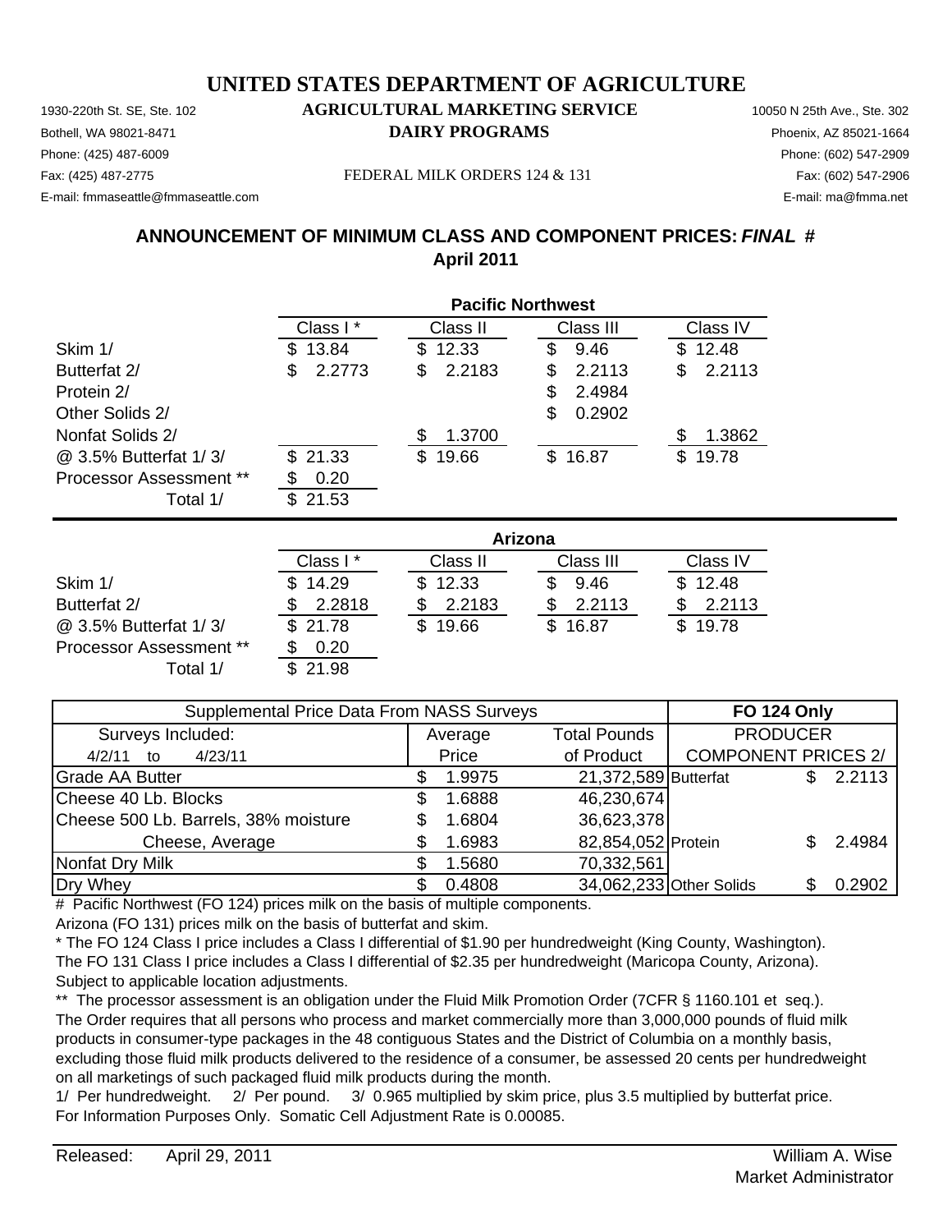# UNITED STATES DEPARTMENT OF AGRICULTURE

## AGRICULTURAL MARKETING SERVICE

## DAIRY PROGRAMS

1930-220th St. SE, Ste. 102
Bothell, WA 98021-8471
Phone: (425) 487-6009
Fax: (425) 487-2775
E-mail: fmmaseattle@fmmaseattle.com

10050 N 25th Ave., Ste. 302
Phoenix, AZ 85021-1664
Phone: (602) 547-2909
Fax: (602) 547-2906
E-mail: ma@fmma.net

FEDERAL MILK ORDERS 124 & 131

### ANNOUNCEMENT OF MINIMUM CLASS AND COMPONENT PRICES: *FINAL* #
### April 2011

**Pacific Northwest**

| | Class I * | Class II | Class III | Class IV |
|---|---|---|---|---|
| Skim 1/ | $ 13.84 | $ 12.33 | $ 9.46 | $ 12.48 |
| Butterfat 2/ | $ 2.2773 | $ 2.2183 | $ 2.2113 | $ 2.2113 |
| Protein 2/ | | | $ 2.4984 | |
| Other Solids 2/ | | | $ 0.2902 | |
| Nonfat Solids 2/ | | $ 1.3700 | | $ 1.3862 |
| @ 3.5% Butterfat 1/ 3/ | $ 21.33 | $ 19.66 | $ 16.87 | $ 19.78 |
| Processor Assessment ** | $ 0.20 | | | |
| Total 1/ | $ 21.53 | | | |

**Arizona**

| | Class I * | Class II | Class III | Class IV |
|---|---|---|---|---|
| Skim 1/ | $ 14.29 | $ 12.33 | $ 9.46 | $ 12.48 |
| Butterfat 2/ | $ 2.2818 | $ 2.2183 | $ 2.2113 | $ 2.2113 |
| @ 3.5% Butterfat 1/ 3/ | $ 21.78 | $ 19.66 | $ 16.87 | $ 19.78 |
| Processor Assessment ** | $ 0.20 | | | |
| Total 1/ | $ 21.98 | | | |

| Supplemental Price Data From NASS Surveys | | | FO 124 Only | |
|---|---|---|---|---|
| Surveys Included: | Average | Total Pounds | PRODUCER | |
| 4/2/11 to 4/23/11 | Price | of Product | COMPONENT PRICES 2/ | |
| Grade AA Butter | $ 1.9975 | 21,372,589 | Butterfat | $ 2.2113 |
| Cheese 40 Lb. Blocks | $ 1.6888 | 46,230,674 | | |
| Cheese 500 Lb. Barrels, 38% moisture | $ 1.6804 | 36,623,378 | | |
| Cheese, Average | $ 1.6983 | 82,854,052 | Protein | $ 2.4984 |
| Nonfat Dry Milk | $ 1.5680 | 70,332,561 | | |
| Dry Whey | $ 0.4808 | 34,062,233 | Other Solids | $ 0.2902 |

# Pacific Northwest (FO 124) prices milk on the basis of multiple components.
Arizona (FO 131) prices milk on the basis of butterfat and skim.

* The FO 124 Class I price includes a Class I differential of $1.90 per hundredweight (King County, Washington).
The FO 131 Class I price includes a Class I differential of $2.35 per hundredweight (Maricopa County, Arizona).
Subject to applicable location adjustments.

** The processor assessment is an obligation under the Fluid Milk Promotion Order (7CFR § 1160.101 et seq.).
The Order requires that all persons who process and market commercially more than 3,000,000 pounds of fluid milk products in consumer-type packages in the 48 contiguous States and the District of Columbia on a monthly basis, excluding those fluid milk products delivered to the residence of a consumer, be assessed 20 cents per hundredweight on all marketings of such packaged fluid milk products during the month.

1/ Per hundredweight. 2/ Per pound. 3/ 0.965 multiplied by skim price, plus 3.5 multiplied by butterfat price.
For Information Purposes Only. Somatic Cell Adjustment Rate is 0.00085.

Released: April 29, 2011

William A. Wise
Market Administrator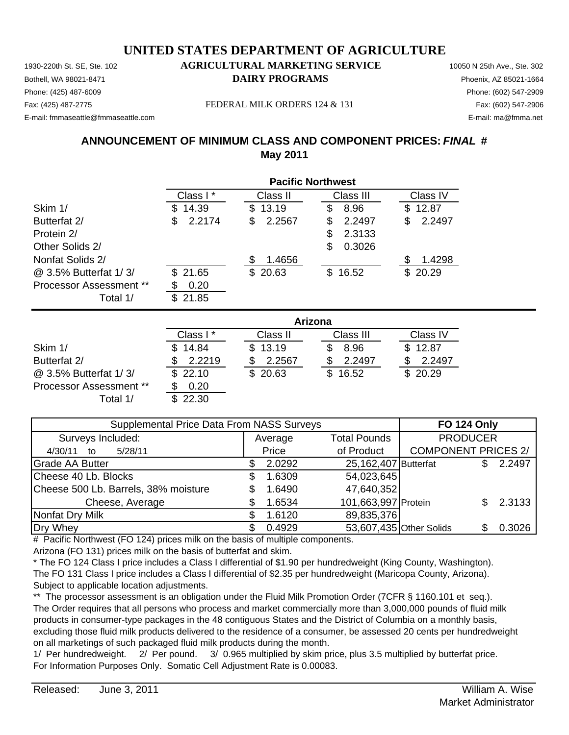# UNITED STATES DEPARTMENT OF AGRICULTURE

## AGRICULTURAL MARKETING SERVICE

## DAIRY PROGRAMS

1930-220th St. SE, Ste. 102
Bothell, WA 98021-8471
Phone: (425) 487-6009
Fax: (425) 487-2775
E-mail: fmmaseattle@fmmaseattle.com

FEDERAL MILK ORDERS 124 & 131

10050 N 25th Ave., Ste. 302
Phoenix, AZ 85021-1664
Phone: (602) 547-2909
Fax: (602) 547-2906
E-mail: ma@fmma.net

### ANNOUNCEMENT OF MINIMUM CLASS AND COMPONENT PRICES: *FINAL* #
### May 2011

| | Pacific Northwest | | | |
|---|---|---|---|---|
| | Class I * | Class II | Class III | Class IV |
| Skim 1/ | $ 14.39 | $ 13.19 | $ 8.96 | $ 12.87 |
| Butterfat 2/ | $ 2.2174 | $ 2.2567 | $ 2.2497 | $ 2.2497 |
| Protein 2/ | | | $ 2.3133 | |
| Other Solids 2/ | | | $ 0.3026 | |
| Nonfat Solids 2/ | | $ 1.4656 | | $ 1.4298 |
| @ 3.5% Butterfat 1/ 3/ | $ 21.65 | $ 20.63 | $ 16.52 | $ 20.29 |
| Processor Assessment ** | $ 0.20 | | | |
| Total 1/ | $ 21.85 | | | |

| | Arizona | | | |
|---|---|---|---|---|
| | Class I * | Class II | Class III | Class IV |
| Skim 1/ | $ 14.84 | $ 13.19 | $ 8.96 | $ 12.87 |
| Butterfat 2/ | $ 2.2219 | $ 2.2567 | $ 2.2497 | $ 2.2497 |
| @ 3.5% Butterfat 1/ 3/ | $ 22.10 | $ 20.63 | $ 16.52 | $ 20.29 |
| Processor Assessment ** | $ 0.20 | | | |
| Total 1/ | $ 22.30 | | | |

| Supplemental Price Data From NASS Surveys | | | FO 124 Only | |
|---|---|---|---|---|
| Surveys Included: | Average | Total Pounds | PRODUCER | |
| 4/30/11 to 5/28/11 | Price | of Product | COMPONENT PRICES 2/ | |
| Grade AA Butter | $ 2.0292 | 25,162,407 | Butterfat | $ 2.2497 |
| Cheese 40 Lb. Blocks | $ 1.6309 | 54,023,645 | | |
| Cheese 500 Lb. Barrels, 38% moisture | $ 1.6490 | 47,640,352 | | |
| Cheese, Average | $ 1.6534 | 101,663,997 | Protein | $ 2.3133 |
| Nonfat Dry Milk | $ 1.6120 | 89,835,376 | | |
| Dry Whey | $ 0.4929 | 53,607,435 | Other Solids | $ 0.3026 |

# Pacific Northwest (FO 124) prices milk on the basis of multiple components.
Arizona (FO 131) prices milk on the basis of butterfat and skim.
* The FO 124 Class I price includes a Class I differential of $1.90 per hundredweight (King County, Washington).
The FO 131 Class I price includes a Class I differential of $2.35 per hundredweight (Maricopa County, Arizona).
Subject to applicable location adjustments.
** The processor assessment is an obligation under the Fluid Milk Promotion Order (7CFR § 1160.101 et seq.).
The Order requires that all persons who process and market commercially more than 3,000,000 pounds of fluid milk products in consumer-type packages in the 48 contiguous States and the District of Columbia on a monthly basis, excluding those fluid milk products delivered to the residence of a consumer, be assessed 20 cents per hundredweight on all marketings of such packaged fluid milk products during the month.
1/ Per hundredweight. 2/ Per pound. 3/ 0.965 multiplied by skim price, plus 3.5 multiplied by butterfat price.
For Information Purposes Only. Somatic Cell Adjustment Rate is 0.00083.

Released: June 3, 2011

William A. Wise
Market Administrator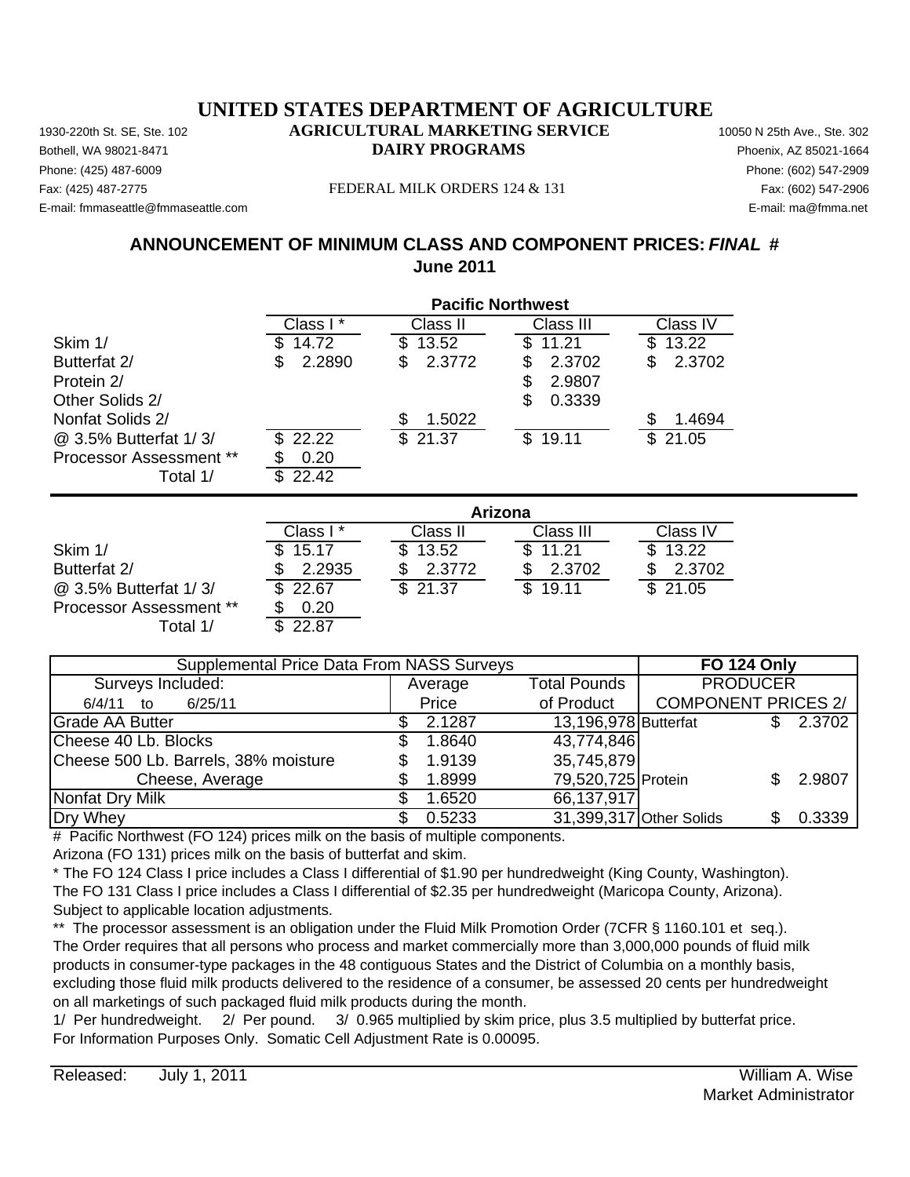# UNITED STATES DEPARTMENT OF AGRICULTURE

## AGRICULTURAL MARKETING SERVICE

## DAIRY PROGRAMS

1930-220th St. SE, Ste. 102
Bothell, WA 98021-8471
Phone: (425) 487-6009
Fax: (425) 487-2775
E-mail: fmmaseattle@fmmaseattle.com

FEDERAL MILK ORDERS 124 & 131

10050 N 25th Ave., Ste. 302
Phoenix, AZ 85021-1664
Phone: (602) 547-2909
Fax: (602) 547-2906
E-mail: ma@fmma.net

## ANNOUNCEMENT OF MINIMUM CLASS AND COMPONENT PRICES: *FINAL* #

## June 2011

| | Pacific Northwest | | | |
|---|---|---|---|---|
| | Class I * | Class II | Class III | Class IV |
| Skim 1/ | $ 14.72 | $ 13.52 | $ 11.21 | $ 13.22 |
| Butterfat 2/ | $ 2.2890 | $ 2.3772 | $ 2.3702 | $ 2.3702 |
| Protein 2/ | | | $ 2.9807 | |
| Other Solids 2/ | | | $ 0.3339 | |
| Nonfat Solids 2/ | | $ 1.5022 | | $ 1.4694 |
| @ 3.5% Butterfat 1/ 3/ | $ 22.22 | $ 21.37 | $ 19.11 | $ 21.05 |
| Processor Assessment ** | $ 0.20 | | | |
| Total 1/ | $ 22.42 | | | |

| | Arizona | | | |
|---|---|---|---|---|
| | Class I * | Class II | Class III | Class IV |
| Skim 1/ | $ 15.17 | $ 13.52 | $ 11.21 | $ 13.22 |
| Butterfat 2/ | $ 2.2935 | $ 2.3772 | $ 2.3702 | $ 2.3702 |
| @ 3.5% Butterfat 1/ 3/ | $ 22.67 | $ 21.37 | $ 19.11 | $ 21.05 |
| Processor Assessment ** | $ 0.20 | | | |
| Total 1/ | $ 22.87 | | | |

| Supplemental Price Data From NASS Surveys | | | FO 124 Only | |
|---|---|---|---|---|
| Surveys Included: | Average | Total Pounds | PRODUCER | |
| 6/4/11 to 6/25/11 | Price | of Product | COMPONENT PRICES 2/ | |
| Grade AA Butter | $ 2.1287 | 13,196,978 | Butterfat | $ 2.3702 |
| Cheese 40 Lb. Blocks | $ 1.8640 | 43,774,846 | | |
| Cheese 500 Lb. Barrels, 38% moisture | $ 1.9139 | 35,745,879 | | |
| Cheese, Average | $ 1.8999 | 79,520,725 | Protein | $ 2.9807 |
| Nonfat Dry Milk | $ 1.6520 | 66,137,917 | | |
| Dry Whey | $ 0.5233 | 31,399,317 | Other Solids | $ 0.3339 |

# Pacific Northwest (FO 124) prices milk on the basis of multiple components.
Arizona (FO 131) prices milk on the basis of butterfat and skim.

* The FO 124 Class I price includes a Class I differential of $1.90 per hundredweight (King County, Washington).
The FO 131 Class I price includes a Class I differential of $2.35 per hundredweight (Maricopa County, Arizona).
Subject to applicable location adjustments.

** The processor assessment is an obligation under the Fluid Milk Promotion Order (7CFR § 1160.101 et seq.).
The Order requires that all persons who process and market commercially more than 3,000,000 pounds of fluid milk products in consumer-type packages in the 48 contiguous States and the District of Columbia on a monthly basis, excluding those fluid milk products delivered to the residence of a consumer, be assessed 20 cents per hundredweight on all marketings of such packaged fluid milk products during the month.

1/ Per hundredweight. 2/ Per pound. 3/ 0.965 multiplied by skim price, plus 3.5 multiplied by butterfat price.
For Information Purposes Only. Somatic Cell Adjustment Rate is 0.00095.

Released: July 1, 2011

William A. Wise
Market Administrator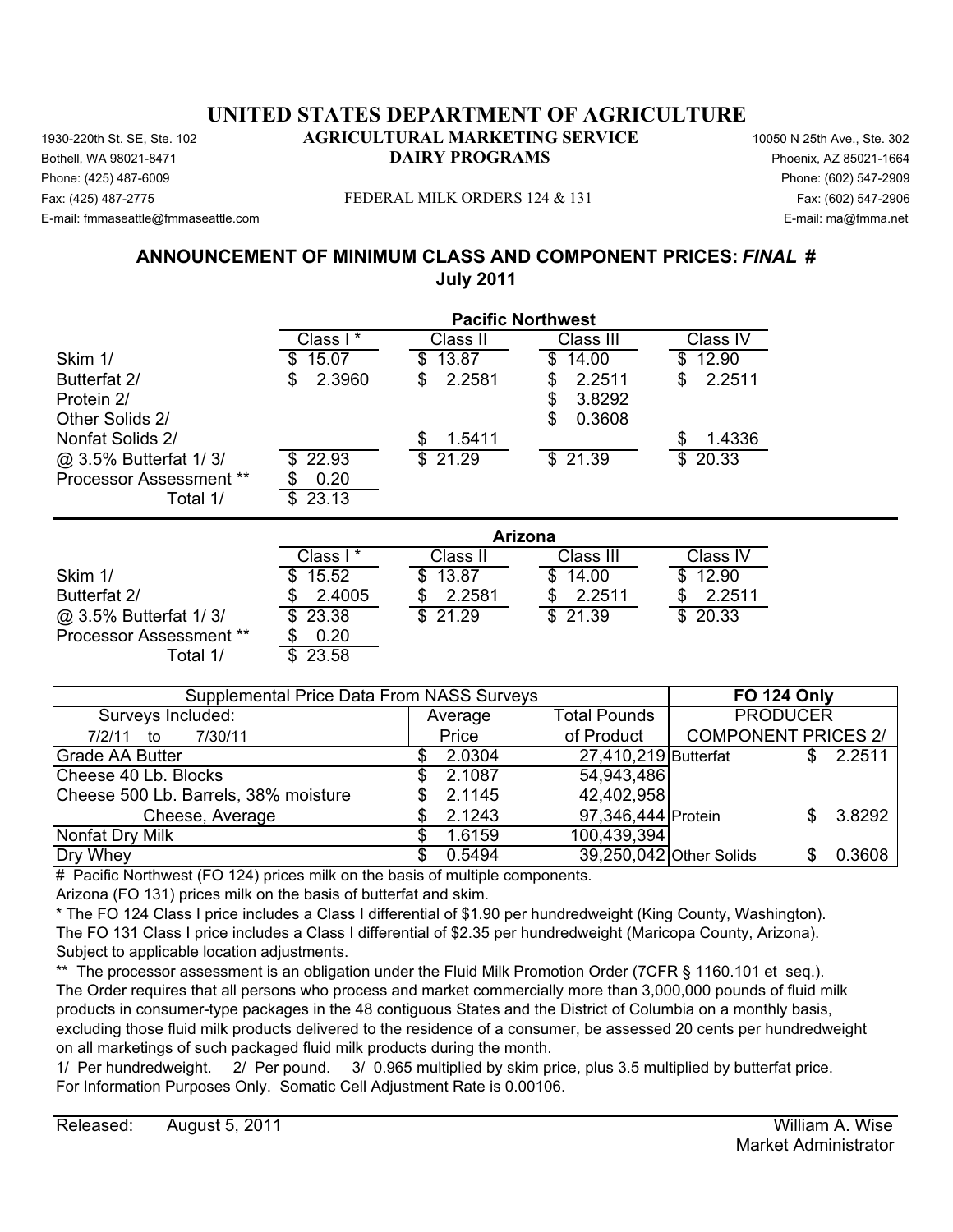# UNITED STATES DEPARTMENT OF AGRICULTURE

## AGRICULTURAL MARKETING SERVICE
## DAIRY PROGRAMS

1930-220th St. SE, Ste. 102
Bothell, WA 98021-8471
Phone: (425) 487-6009
Fax: (425) 487-2775
E-mail: fmmaseattle@fmmaseattle.com

10050 N 25th Ave., Ste. 302
Phoenix, AZ 85021-1664
Phone: (602) 547-2909
Fax: (602) 547-2906
E-mail: ma@fmma.net

FEDERAL MILK ORDERS 124 & 131

## ANNOUNCEMENT OF MINIMUM CLASS AND COMPONENT PRICES: *FINAL* #
## July 2011

| | Pacific Northwest | | | |
|---|---|---|---|---|
| | Class I * | Class II | Class III | Class IV |
| Skim 1/ | $ 15.07 | $ 13.87 | $ 14.00 | $ 12.90 |
| Butterfat 2/ | $ 2.3960 | $ 2.2581 | $ 2.2511 | $ 2.2511 |
| Protein 2/ | | | $ 3.8292 | |
| Other Solids 2/ | | | $ 0.3608 | |
| Nonfat Solids 2/ | | $ 1.5411 | | $ 1.4336 |
| @ 3.5% Butterfat 1/ 3/ | $ 22.93 | $ 21.29 | $ 21.39 | $ 20.33 |
| Processor Assessment ** | $ 0.20 | | | |
| Total 1/ | $ 23.13 | | | |

| | Arizona | | | |
|---|---|---|---|---|
| | Class I * | Class II | Class III | Class IV |
| Skim 1/ | $ 15.52 | $ 13.87 | $ 14.00 | $ 12.90 |
| Butterfat 2/ | $ 2.4005 | $ 2.2581 | $ 2.2511 | $ 2.2511 |
| @ 3.5% Butterfat 1/ 3/ | $ 23.38 | $ 21.29 | $ 21.39 | $ 20.33 |
| Processor Assessment ** | $ 0.20 | | | |
| Total 1/ | $ 23.58 | | | |

| Supplemental Price Data From NASS Surveys | | | FO 124 Only | |
|---|---|---|---|---|
| Surveys Included: | Average | Total Pounds | PRODUCER | |
| 7/2/11 to 7/30/11 | Price | of Product | COMPONENT PRICES 2/ | |
| Grade AA Butter | $ 2.0304 | 27,410,219 | Butterfat | $ 2.2511 |
| Cheese 40 Lb. Blocks | $ 2.1087 | 54,943,486 | | |
| Cheese 500 Lb. Barrels, 38% moisture | $ 2.1145 | 42,402,958 | | |
| Cheese, Average | $ 2.1243 | 97,346,444 | Protein | $ 3.8292 |
| Nonfat Dry Milk | $ 1.6159 | 100,439,394 | | |
| Dry Whey | $ 0.5494 | 39,250,042 | Other Solids | $ 0.3608 |

# Pacific Northwest (FO 124) prices milk on the basis of multiple components.
Arizona (FO 131) prices milk on the basis of butterfat and skim.

* The FO 124 Class I price includes a Class I differential of $1.90 per hundredweight (King County, Washington).
The FO 131 Class I price includes a Class I differential of $2.35 per hundredweight (Maricopa County, Arizona).
Subject to applicable location adjustments.

** The processor assessment is an obligation under the Fluid Milk Promotion Order (7CFR § 1160.101 et seq.).
The Order requires that all persons who process and market commercially more than 3,000,000 pounds of fluid milk products in consumer-type packages in the 48 contiguous States and the District of Columbia on a monthly basis, excluding those fluid milk products delivered to the residence of a consumer, be assessed 20 cents per hundredweight on all marketings of such packaged fluid milk products during the month.

1/ Per hundredweight. 2/ Per pound. 3/ 0.965 multiplied by skim price, plus 3.5 multiplied by butterfat price.
For Information Purposes Only. Somatic Cell Adjustment Rate is 0.00106.

Released: August 5, 2011

William A. Wise
Market Administrator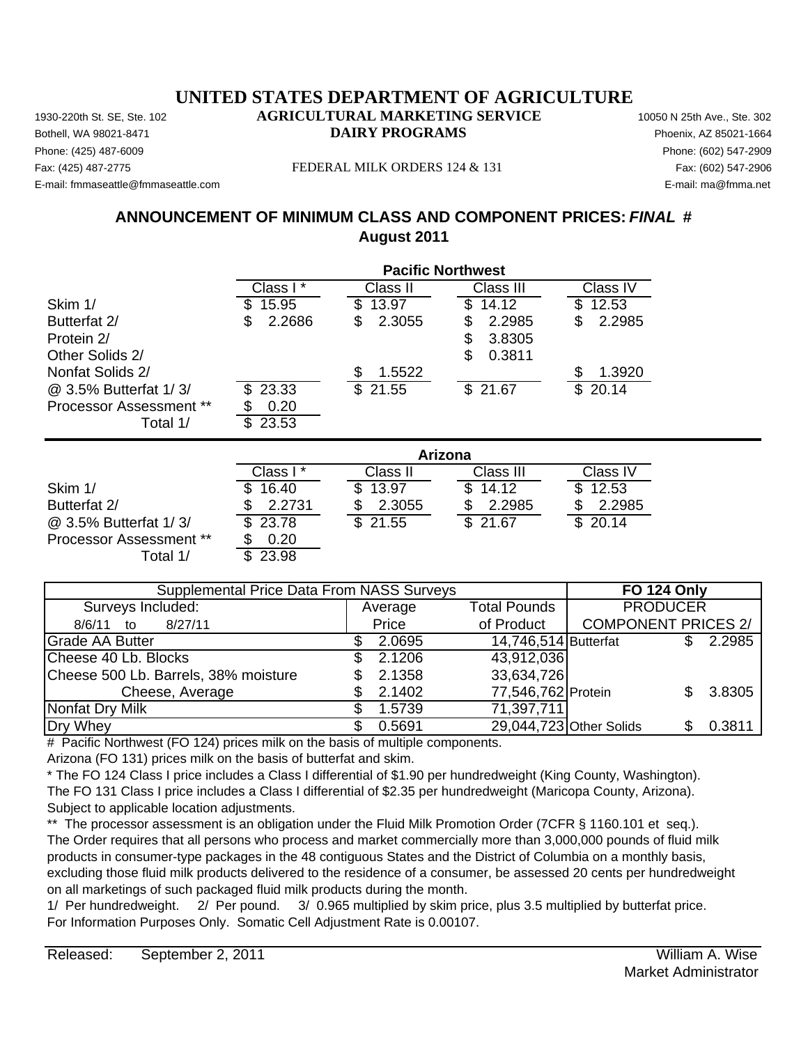# UNITED STATES DEPARTMENT OF AGRICULTURE

**AGRICULTURAL MARKETING SERVICE**
**DAIRY PROGRAMS**

1930-220th St. SE, Ste. 102
Bothell, WA 98021-8471
Phone: (425) 487-6009
Fax: (425) 487-2775
E-mail: fmmaseattle@fmmaseattle.com

10050 N 25th Ave., Ste. 302
Phoenix, AZ 85021-1664
Phone: (602) 547-2909
Fax: (602) 547-2906
E-mail: ma@fmma.net

FEDERAL MILK ORDERS 124 & 131

## ANNOUNCEMENT OF MINIMUM CLASS AND COMPONENT PRICES: *FINAL* #
## August 2011

| | Pacific Northwest | | | |
|---|---|---|---|---|
| | Class I * | Class II | Class III | Class IV |
| Skim 1/ | $ 15.95 | $ 13.97 | $ 14.12 | $ 12.53 |
| Butterfat 2/ | $ 2.2686 | $ 2.3055 | $ 2.2985 | $ 2.2985 |
| Protein 2/ | | | $ 3.8305 | |
| Other Solids 2/ | | | $ 0.3811 | |
| Nonfat Solids 2/ | | $ 1.5522 | | $ 1.3920 |
| @ 3.5% Butterfat 1/ 3/ | $ 23.33 | $ 21.55 | $ 21.67 | $ 20.14 |
| Processor Assessment ** | $ 0.20 | | | |
| Total 1/ | $ 23.53 | | | |

| | Arizona | | | |
|---|---|---|---|---|
| | Class I * | Class II | Class III | Class IV |
| Skim 1/ | $ 16.40 | $ 13.97 | $ 14.12 | $ 12.53 |
| Butterfat 2/ | $ 2.2731 | $ 2.3055 | $ 2.2985 | $ 2.2985 |
| @ 3.5% Butterfat 1/ 3/ | $ 23.78 | $ 21.55 | $ 21.67 | $ 20.14 |
| Processor Assessment ** | $ 0.20 | | | |
| Total 1/ | $ 23.98 | | | |

| Supplemental Price Data From NASS Surveys | | | FO 124 Only | |
|---|---|---|---|---|
| Surveys Included: | Average | Total Pounds | PRODUCER | |
| 8/6/11 to 8/27/11 | Price | of Product | COMPONENT PRICES 2/ | |
| Grade AA Butter | $ 2.0695 | 14,746,514 | Butterfat | $ 2.2985 |
| Cheese 40 Lb. Blocks | $ 2.1206 | 43,912,036 | | |
| Cheese 500 Lb. Barrels, 38% moisture | $ 2.1358 | 33,634,726 | | |
| Cheese, Average | $ 2.1402 | 77,546,762 | Protein | $ 3.8305 |
| Nonfat Dry Milk | $ 1.5739 | 71,397,711 | | |
| Dry Whey | $ 0.5691 | 29,044,723 | Other Solids | $ 0.3811 |

\# Pacific Northwest (FO 124) prices milk on the basis of multiple components.
Arizona (FO 131) prices milk on the basis of butterfat and skim.

\* The FO 124 Class I price includes a Class I differential of $1.90 per hundredweight (King County, Washington).
The FO 131 Class I price includes a Class I differential of $2.35 per hundredweight (Maricopa County, Arizona).
Subject to applicable location adjustments.

\*\* The processor assessment is an obligation under the Fluid Milk Promotion Order (7CFR § 1160.101 et seq.).
The Order requires that all persons who process and market commercially more than 3,000,000 pounds of fluid milk products in consumer-type packages in the 48 contiguous States and the District of Columbia on a monthly basis, excluding those fluid milk products delivered to the residence of a consumer, be assessed 20 cents per hundredweight on all marketings of such packaged fluid milk products during the month.

1/ Per hundredweight. 2/ Per pound. 3/ 0.965 multiplied by skim price, plus 3.5 multiplied by butterfat price.
For Information Purposes Only. Somatic Cell Adjustment Rate is 0.00107.

Released: September 2, 2011

William A. Wise
Market Administrator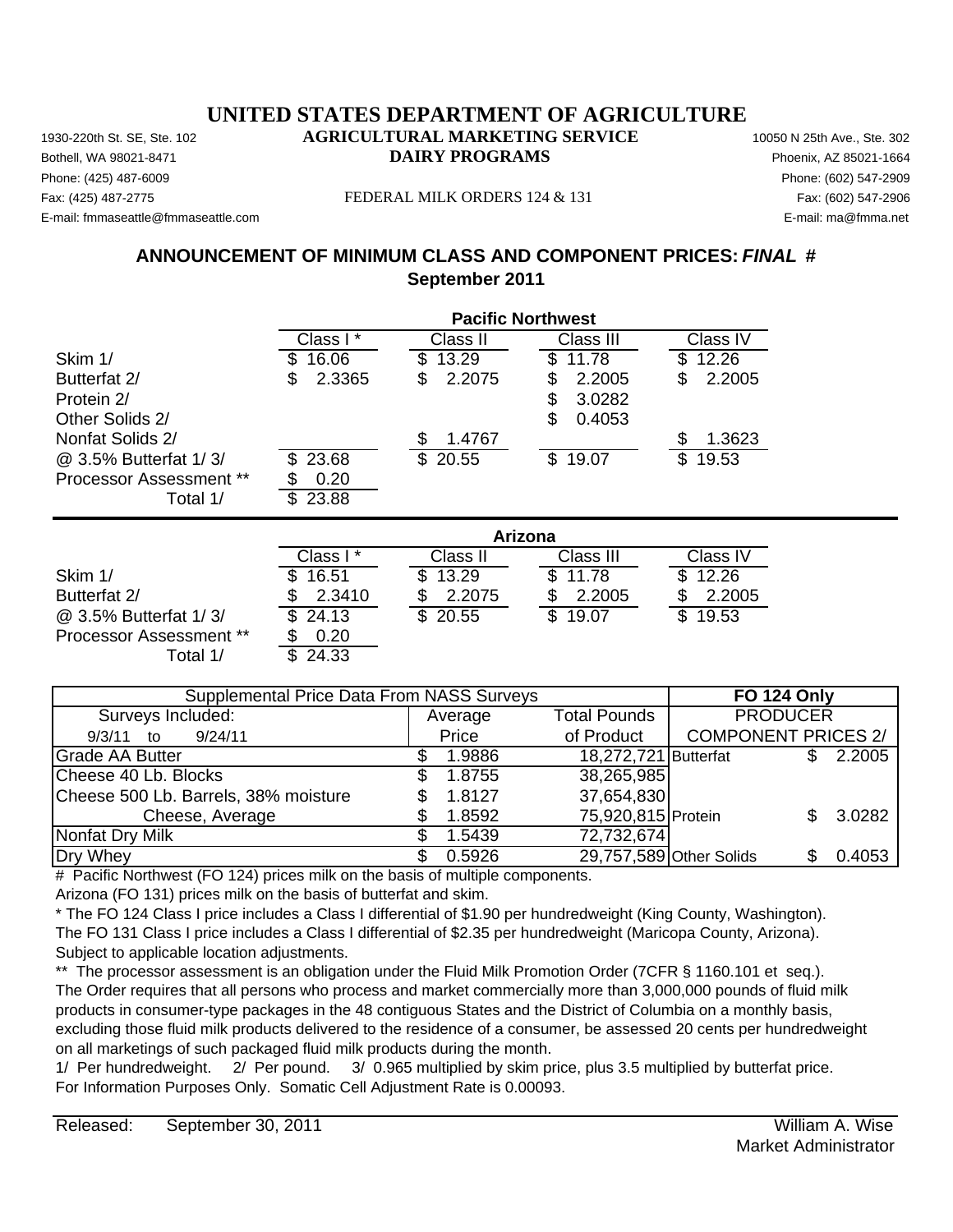# UNITED STATES DEPARTMENT OF AGRICULTURE

## AGRICULTURAL MARKETING SERVICE

## DAIRY PROGRAMS

1930-220th St. SE, Ste. 102
Bothell, WA 98021-8471
Phone: (425) 487-6009
Fax: (425) 487-2775
E-mail: fmmaseattle@fmmaseattle.com

FEDERAL MILK ORDERS 124 & 131

10050 N 25th Ave., Ste. 302
Phoenix, AZ 85021-1664
Phone: (602) 547-2909
Fax: (602) 547-2906
E-mail: ma@fmma.net

## ANNOUNCEMENT OF MINIMUM CLASS AND COMPONENT PRICES: *FINAL* #

## September 2011

| | Pacific Northwest | | | |
|---|---|---|---|---|
| | Class I * | Class II | Class III | Class IV |
| Skim 1/ | $ 16.06 | $ 13.29 | $ 11.78 | $ 12.26 |
| Butterfat 2/ | $ 2.3365 | $ 2.2075 | $ 2.2005 | $ 2.2005 |
| Protein 2/ | | | $ 3.0282 | |
| Other Solids 2/ | | | $ 0.4053 | |
| Nonfat Solids 2/ | | $ 1.4767 | | $ 1.3623 |
| @ 3.5% Butterfat 1/ 3/ | $ 23.68 | $ 20.55 | $ 19.07 | $ 19.53 |
| Processor Assessment ** | $ 0.20 | | | |
| Total 1/ | $ 23.88 | | | |

| | Arizona | | | |
|---|---|---|---|---|
| | Class I * | Class II | Class III | Class IV |
| Skim 1/ | $ 16.51 | $ 13.29 | $ 11.78 | $ 12.26 |
| Butterfat 2/ | $ 2.3410 | $ 2.2075 | $ 2.2005 | $ 2.2005 |
| @ 3.5% Butterfat 1/ 3/ | $ 24.13 | $ 20.55 | $ 19.07 | $ 19.53 |
| Processor Assessment ** | $ 0.20 | | | |
| Total 1/ | $ 24.33 | | | |

| Supplemental Price Data From NASS Surveys | | | FO 124 Only | |
|---|---|---|---|---|
| Surveys Included: | Average | Total Pounds | PRODUCER | |
| 9/3/11 to 9/24/11 | Price | of Product | COMPONENT PRICES 2/ | |
| Grade AA Butter | $ 1.9886 | 18,272,721 | Butterfat | $ 2.2005 |
| Cheese 40 Lb. Blocks | $ 1.8755 | 38,265,985 | | |
| Cheese 500 Lb. Barrels, 38% moisture | $ 1.8127 | 37,654,830 | | |
| Cheese, Average | $ 1.8592 | 75,920,815 | Protein | $ 3.0282 |
| Nonfat Dry Milk | $ 1.5439 | 72,732,674 | | |
| Dry Whey | $ 0.5926 | 29,757,589 | Other Solids | $ 0.4053 |

# Pacific Northwest (FO 124) prices milk on the basis of multiple components.
Arizona (FO 131) prices milk on the basis of butterfat and skim.

* The FO 124 Class I price includes a Class I differential of $1.90 per hundredweight (King County, Washington).
The FO 131 Class I price includes a Class I differential of $2.35 per hundredweight (Maricopa County, Arizona).
Subject to applicable location adjustments.

** The processor assessment is an obligation under the Fluid Milk Promotion Order (7CFR § 1160.101 et seq.).
The Order requires that all persons who process and market commercially more than 3,000,000 pounds of fluid milk products in consumer-type packages in the 48 contiguous States and the District of Columbia on a monthly basis, excluding those fluid milk products delivered to the residence of a consumer, be assessed 20 cents per hundredweight on all marketings of such packaged fluid milk products during the month.

1/ Per hundredweight. 2/ Per pound. 3/ 0.965 multiplied by skim price, plus 3.5 multiplied by butterfat price.
For Information Purposes Only. Somatic Cell Adjustment Rate is 0.00093.

Released: September 30, 2011

William A. Wise
Market Administrator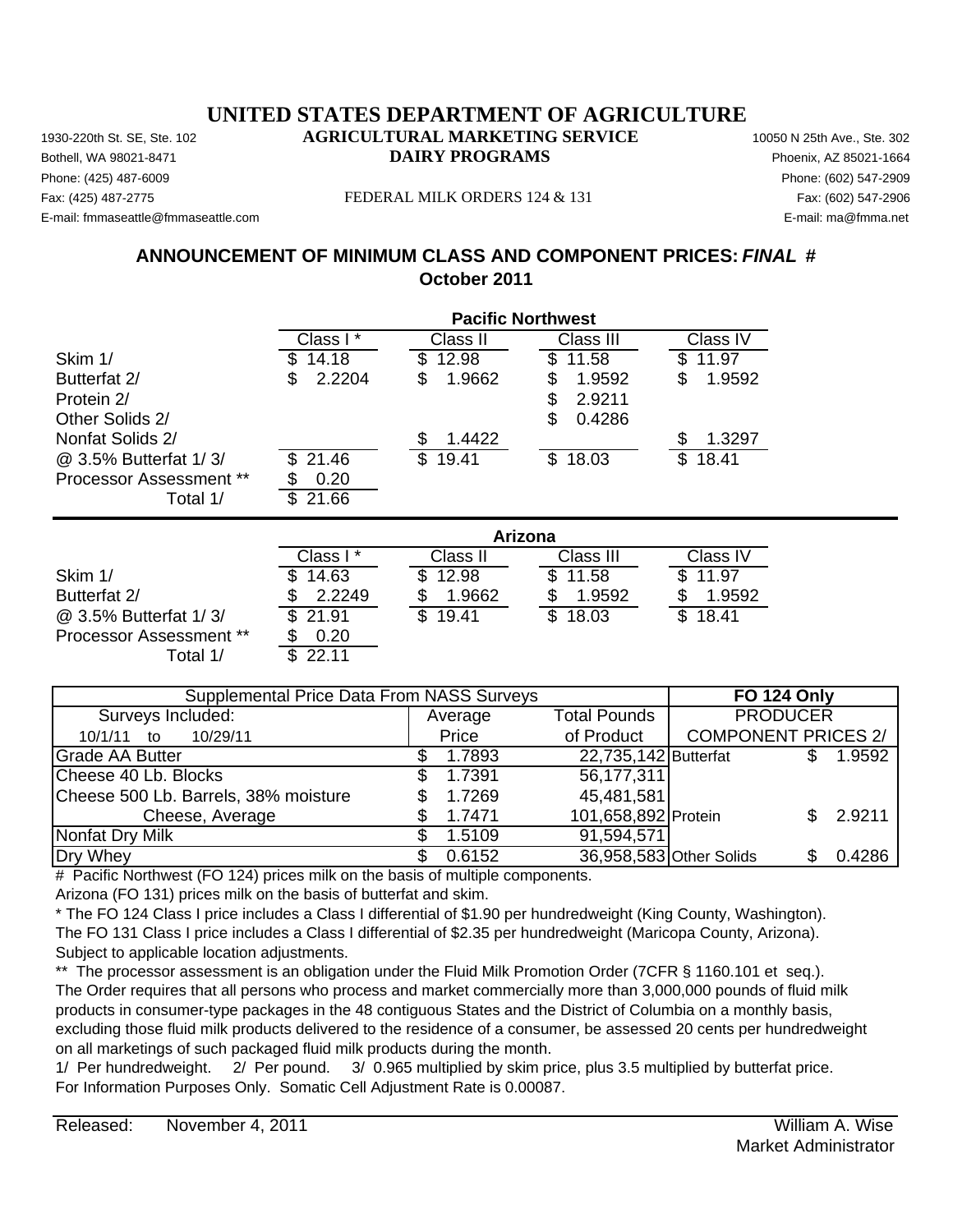# UNITED STATES DEPARTMENT OF AGRICULTURE

## AGRICULTURAL MARKETING SERVICE

## DAIRY PROGRAMS

1930-220th St. SE, Ste. 102
Bothell, WA 98021-8471
Phone: (425) 487-6009
Fax: (425) 487-2775
E-mail: fmmaseattle@fmmaseattle.com

10050 N 25th Ave., Ste. 302
Phoenix, AZ 85021-1664
Phone: (602) 547-2909
Fax: (602) 547-2906
E-mail: ma@fmma.net

FEDERAL MILK ORDERS 124 & 131

### ANNOUNCEMENT OF MINIMUM CLASS AND COMPONENT PRICES: *FINAL* #
### October 2011

| | Pacific Northwest | | | |
|---|---|---|---|---|
| | Class I * | Class II | Class III | Class IV |
| Skim 1/ | $ 14.18 | $ 12.98 | $ 11.58 | $ 11.97 |
| Butterfat 2/ | $ 2.2204 | $ 1.9662 | $ 1.9592 | $ 1.9592 |
| Protein 2/ | | | $ 2.9211 | |
| Other Solids 2/ | | | $ 0.4286 | |
| Nonfat Solids 2/ | | $ 1.4422 | | $ 1.3297 |
| @ 3.5% Butterfat 1/ 3/ | $ 21.46 | $ 19.41 | $ 18.03 | $ 18.41 |
| Processor Assessment ** | $ 0.20 | | | |
| Total 1/ | $ 21.66 | | | |

| | Arizona | | | |
|---|---|---|---|---|
| | Class I * | Class II | Class III | Class IV |
| Skim 1/ | $ 14.63 | $ 12.98 | $ 11.58 | $ 11.97 |
| Butterfat 2/ | $ 2.2249 | $ 1.9662 | $ 1.9592 | $ 1.9592 |
| @ 3.5% Butterfat 1/ 3/ | $ 21.91 | $ 19.41 | $ 18.03 | $ 18.41 |
| Processor Assessment ** | $ 0.20 | | | |
| Total 1/ | $ 22.11 | | | |

| Supplemental Price Data From NASS Surveys | | | FO 124 Only | |
|---|---|---|---|---|
| Surveys Included: | Average | Total Pounds | PRODUCER | |
| 10/1/11 to 10/29/11 | Price | of Product | COMPONENT PRICES 2/ | |
| Grade AA Butter | $ 1.7893 | 22,735,142 | Butterfat | $ 1.9592 |
| Cheese 40 Lb. Blocks | $ 1.7391 | 56,177,311 | | |
| Cheese 500 Lb. Barrels, 38% moisture | $ 1.7269 | 45,481,581 | | |
| Cheese, Average | $ 1.7471 | 101,658,892 | Protein | $ 2.9211 |
| Nonfat Dry Milk | $ 1.5109 | 91,594,571 | | |
| Dry Whey | $ 0.6152 | 36,958,583 | Other Solids | $ 0.4286 |

\# Pacific Northwest (FO 124) prices milk on the basis of multiple components.
Arizona (FO 131) prices milk on the basis of butterfat and skim.

\* The FO 124 Class I price includes a Class I differential of $1.90 per hundredweight (King County, Washington).
The FO 131 Class I price includes a Class I differential of $2.35 per hundredweight (Maricopa County, Arizona).
Subject to applicable location adjustments.

\** The processor assessment is an obligation under the Fluid Milk Promotion Order (7CFR § 1160.101 et seq.).
The Order requires that all persons who process and market commercially more than 3,000,000 pounds of fluid milk products in consumer-type packages in the 48 contiguous States and the District of Columbia on a monthly basis, excluding those fluid milk products delivered to the residence of a consumer, be assessed 20 cents per hundredweight on all marketings of such packaged fluid milk products during the month.

1/ Per hundredweight. 2/ Per pound. 3/ 0.965 multiplied by skim price, plus 3.5 multiplied by butterfat price.
For Information Purposes Only. Somatic Cell Adjustment Rate is 0.00087.

Released: November 4, 2011

William A. Wise
Market Administrator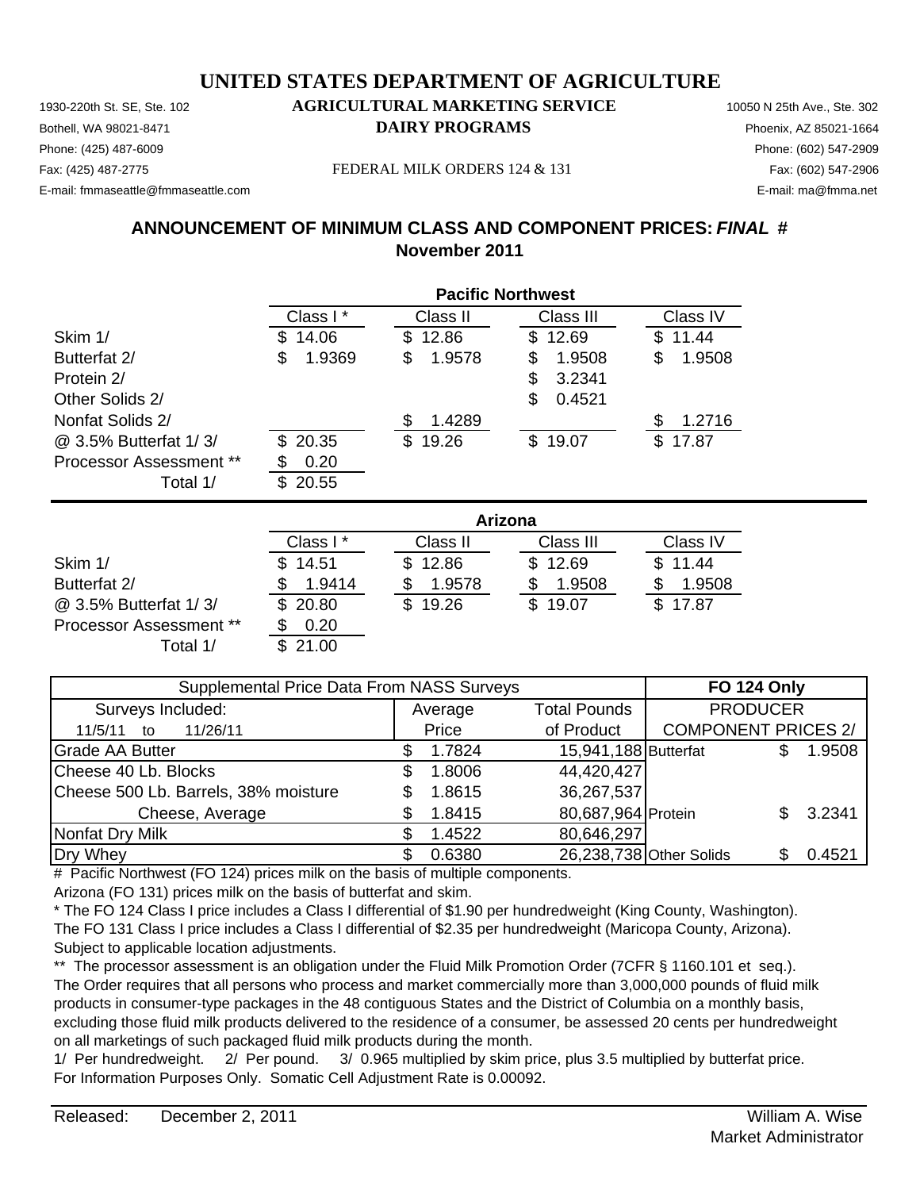# UNITED STATES DEPARTMENT OF AGRICULTURE

**AGRICULTURAL MARKETING SERVICE**
**DAIRY PROGRAMS**

FEDERAL MILK ORDERS 124 & 131

1930-220th St. SE, Ste. 102
Bothell, WA 98021-8471
Phone: (425) 487-6009
Fax: (425) 487-2775
E-mail: fmmaseattle@fmmaseattle.com

10050 N 25th Ave., Ste. 302
Phoenix, AZ 85021-1664
Phone: (602) 547-2909
Fax: (602) 547-2906
E-mail: ma@fmma.net

## ANNOUNCEMENT OF MINIMUM CLASS AND COMPONENT PRICES: *FINAL* #
## November 2011

| Pacific Northwest | Class I * | Class II | Class III | Class IV |
|---|---|---|---|---|
| Skim 1/ | $ 14.06 | $ 12.86 | $ 12.69 | $ 11.44 |
| Butterfat 2/ | $ 1.9369 | $ 1.9578 | $ 1.9508 | $ 1.9508 |
| Protein 2/ | | | $ 3.2341 | |
| Other Solids 2/ | | | $ 0.4521 | |
| Nonfat Solids 2/ | | $ 1.4289 | | $ 1.2716 |
| @ 3.5% Butterfat 1/ 3/ | $ 20.35 | $ 19.26 | $ 19.07 | $ 17.87 |
| Processor Assessment ** | $ 0.20 | | | |
| Total 1/ | $ 20.55 | | | |

| Arizona | Class I * | Class II | Class III | Class IV |
|---|---|---|---|---|
| Skim 1/ | $ 14.51 | $ 12.86 | $ 12.69 | $ 11.44 |
| Butterfat 2/ | $ 1.9414 | $ 1.9578 | $ 1.9508 | $ 1.9508 |
| @ 3.5% Butterfat 1/ 3/ | $ 20.80 | $ 19.26 | $ 19.07 | $ 17.87 |
| Processor Assessment ** | $ 0.20 | | | |
| Total 1/ | $ 21.00 | | | |

| Supplemental Price Data From NASS Surveys | | | FO 124 Only | |
|---|---|---|---|---|
| Surveys Included: 11/5/11 to 11/26/11 | Average Price | Total Pounds of Product | PRODUCER COMPONENT PRICES 2/ | |
| Grade AA Butter | $ 1.7824 | 15,941,188 | Butterfat | $ 1.9508 |
| Cheese 40 Lb. Blocks | $ 1.8006 | 44,420,427 | | |
| Cheese 500 Lb. Barrels, 38% moisture | $ 1.8615 | 36,267,537 | | |
| Cheese, Average | $ 1.8415 | 80,687,964 | Protein | $ 3.2341 |
| Nonfat Dry Milk | $ 1.4522 | 80,646,297 | | |
| Dry Whey | $ 0.6380 | 26,238,738 | Other Solids | $ 0.4521 |

# Pacific Northwest (FO 124) prices milk on the basis of multiple components.
Arizona (FO 131) prices milk on the basis of butterfat and skim.

\* The FO 124 Class I price includes a Class I differential of $1.90 per hundredweight (King County, Washington).
The FO 131 Class I price includes a Class I differential of $2.35 per hundredweight (Maricopa County, Arizona).
Subject to applicable location adjustments.

\*\* The processor assessment is an obligation under the Fluid Milk Promotion Order (7CFR § 1160.101 et seq.).
The Order requires that all persons who process and market commercially more than 3,000,000 pounds of fluid milk products in consumer-type packages in the 48 contiguous States and the District of Columbia on a monthly basis, excluding those fluid milk products delivered to the residence of a consumer, be assessed 20 cents per hundredweight on all marketings of such packaged fluid milk products during the month.

1/ Per hundredweight. 2/ Per pound. 3/ 0.965 multiplied by skim price, plus 3.5 multiplied by butterfat price.
For Information Purposes Only. Somatic Cell Adjustment Rate is 0.00092.

Released: December 2, 2011

William A. Wise
Market Administrator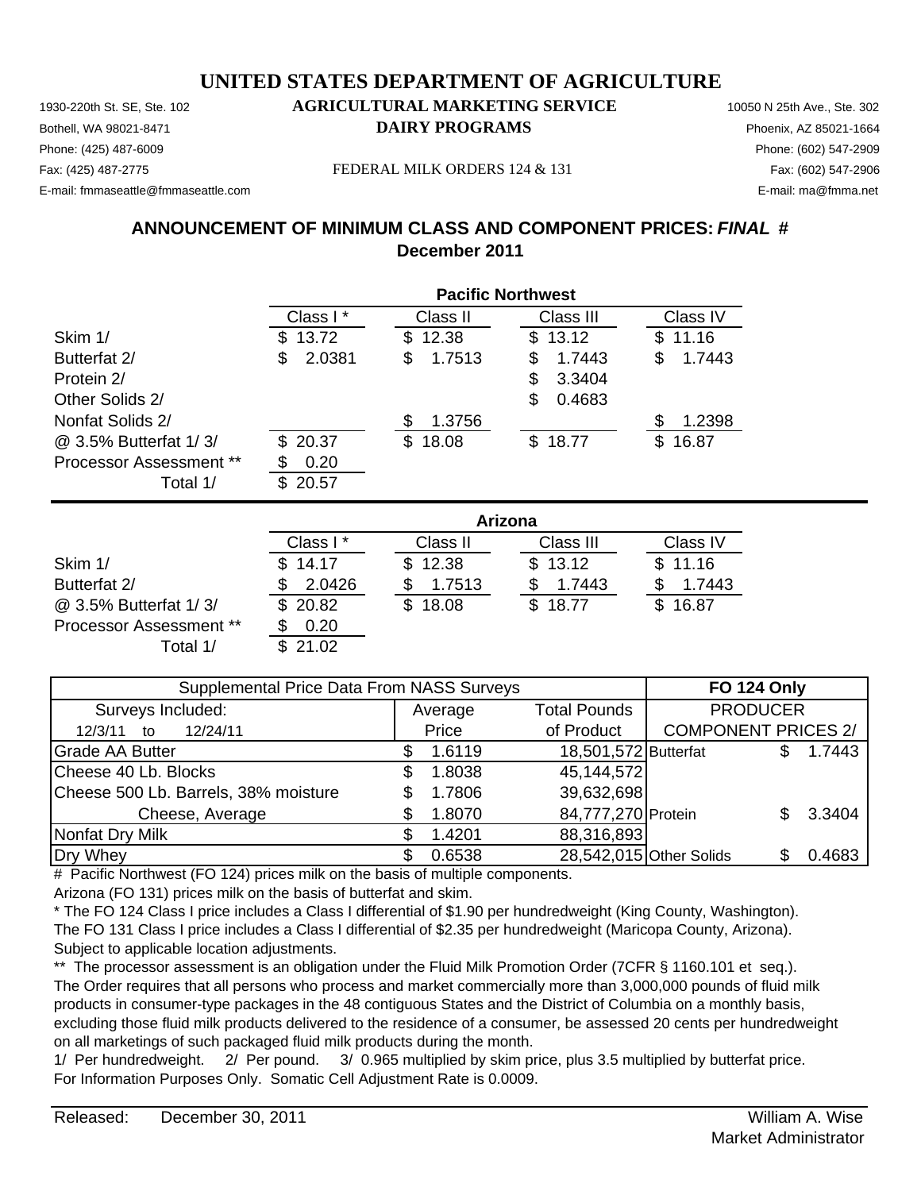# UNITED STATES DEPARTMENT OF AGRICULTURE

## AGRICULTURAL MARKETING SERVICE

## DAIRY PROGRAMS

1930-220th St. SE, Ste. 102
Bothell, WA 98021-8471
Phone: (425) 487-6009
Fax: (425) 487-2775
E-mail: fmmaseattle@fmmaseattle.com

FEDERAL MILK ORDERS 124 & 131

10050 N 25th Ave., Ste. 302
Phoenix, AZ 85021-1664
Phone: (602) 547-2909
Fax: (602) 547-2906
E-mail: ma@fmma.net

### ANNOUNCEMENT OF MINIMUM CLASS AND COMPONENT PRICES: *FINAL* #
### December 2011

**Pacific Northwest**

| | Class I * | Class II | Class III | Class IV |
|---|---|---|---|---|
| Skim 1/ | $ 13.72 | $ 12.38 | $ 13.12 | $ 11.16 |
| Butterfat 2/ | $ 2.0381 | $ 1.7513 | $ 1.7443 | $ 1.7443 |
| Protein 2/ | | | $ 3.3404 | |
| Other Solids 2/ | | | $ 0.4683 | |
| Nonfat Solids 2/ | | $ 1.3756 | | $ 1.2398 |
| @ 3.5% Butterfat 1/ 3/ | $ 20.37 | $ 18.08 | $ 18.77 | $ 16.87 |
| Processor Assessment ** | $ 0.20 | | | |
| Total 1/ | $ 20.57 | | | |

**Arizona**

| | Class I * | Class II | Class III | Class IV |
|---|---|---|---|---|
| Skim 1/ | $ 14.17 | $ 12.38 | $ 13.12 | $ 11.16 |
| Butterfat 2/ | $ 2.0426 | $ 1.7513 | $ 1.7443 | $ 1.7443 |
| @ 3.5% Butterfat 1/ 3/ | $ 20.82 | $ 18.08 | $ 18.77 | $ 16.87 |
| Processor Assessment ** | $ 0.20 | | | |
| Total 1/ | $ 21.02 | | | |

| Supplemental Price Data From NASS Surveys | | | FO 124 Only | |
|---|---|---|---|---|
| Surveys Included: | Average | Total Pounds | PRODUCER | |
| 12/3/11 to 12/24/11 | Price | of Product | COMPONENT PRICES 2/ | |
| Grade AA Butter | $ 1.6119 | 18,501,572 | Butterfat | $ 1.7443 |
| Cheese 40 Lb. Blocks | $ 1.8038 | 45,144,572 | | |
| Cheese 500 Lb. Barrels, 38% moisture | $ 1.7806 | 39,632,698 | | |
| Cheese, Average | $ 1.8070 | 84,777,270 | Protein | $ 3.3404 |
| Nonfat Dry Milk | $ 1.4201 | 88,316,893 | | |
| Dry Whey | $ 0.6538 | 28,542,015 | Other Solids | $ 0.4683 |

# Pacific Northwest (FO 124) prices milk on the basis of multiple components.
Arizona (FO 131) prices milk on the basis of butterfat and skim.

* The FO 124 Class I price includes a Class I differential of $1.90 per hundredweight (King County, Washington).
The FO 131 Class I price includes a Class I differential of $2.35 per hundredweight (Maricopa County, Arizona).
Subject to applicable location adjustments.

** The processor assessment is an obligation under the Fluid Milk Promotion Order (7CFR § 1160.101 et seq.).
The Order requires that all persons who process and market commercially more than 3,000,000 pounds of fluid milk products in consumer-type packages in the 48 contiguous States and the District of Columbia on a monthly basis, excluding those fluid milk products delivered to the residence of a consumer, be assessed 20 cents per hundredweight on all marketings of such packaged fluid milk products during the month.

1/ Per hundredweight. 2/ Per pound. 3/ 0.965 multiplied by skim price, plus 3.5 multiplied by butterfat price.
For Information Purposes Only. Somatic Cell Adjustment Rate is 0.0009.

Released: December 30, 2011

William A. Wise
Market Administrator